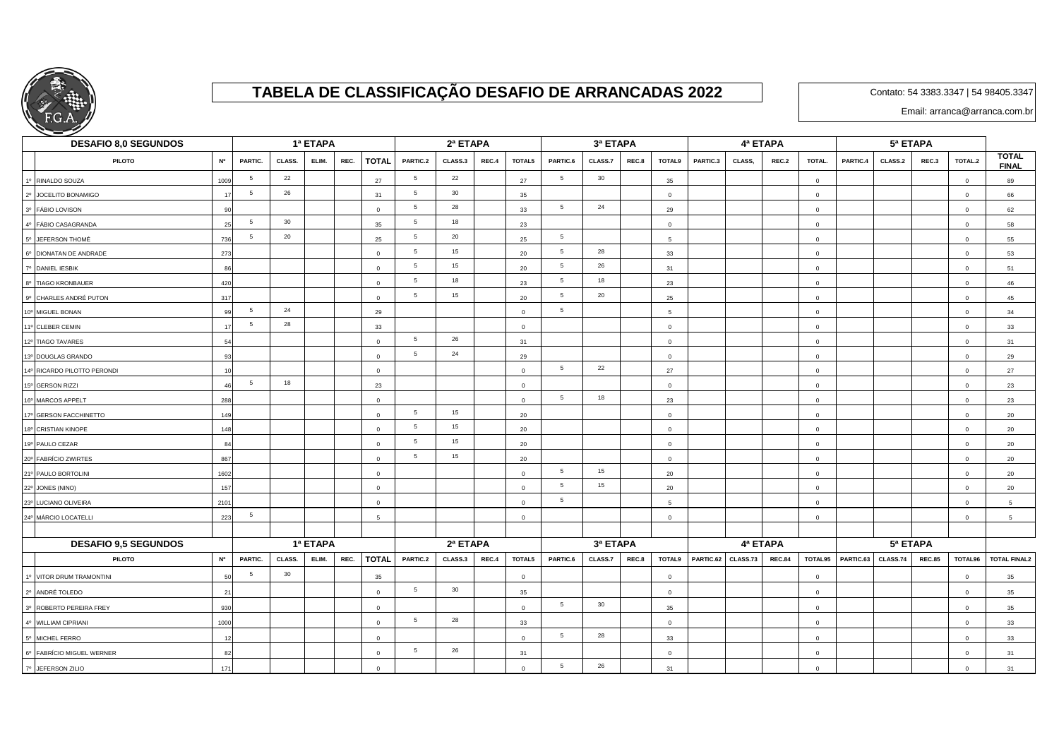# TABELA DE CLASSIFICAÇÃO DESAFIO DE ARRANCADAS 2022

Contato: 54 3383.3347 | 54 98405.3347

Email: arranca@arranca.com.br

| DESAFIO 8,0 SEGUNDOS | | | 1ª ETAPA | | | | | 2ª ETAPA | | | | 3ª ETAPA | | | | 4ª ETAPA | | | | 5ª ETAPA | | | | |
|---|---|---|---|---|---|---|---|---|---|---|---|---|---|---|---|---|---|---|---|---|---|---|---|---|
| | PILOTO | Nº | PARTIC. | CLASS. | ELIM. | REC. | TOTAL | PARTIC.2 | CLASS.3 | REC.4 | TOTAL5 | PARTIC.6 | CLASS.7 | REC.8 | TOTAL9 | PARTIC.3 | CLASS, | REC.2 | TOTAL. | PARTIC.4 | CLASS.2 | REC.3 | TOTAL.2 | TOTAL FINAL |
| 1º | RINALDO SOUZA | 1009 | 5 | 22 | | | 27 | 5 | 22 | | 27 | 5 | 30 | | 35 | | | | 0 | | | | 0 | 89 |
| 2º | JOCELITO BONAMIGO | 17 | 5 | 26 | | | 31 | 5 | 30 | | 35 | | | | 0 | | | | 0 | | | | 0 | 66 |
| 3º | FÁBIO LOVISON | 90 | | | | | 0 | 5 | 28 | | 33 | 5 | 24 | | 29 | | | | 0 | | | | 0 | 62 |
| 4º | FÁBIO CASAGRANDA | 25 | 5 | 30 | | | 35 | 5 | 18 | | 23 | | | | 0 | | | | 0 | | | | 0 | 58 |
| 5º | JEFERSON THOMÉ | 736 | 5 | 20 | | | 25 | 5 | 20 | | 25 | 5 | | | 5 | | | | 0 | | | | 0 | 55 |
| 6º | DIONATAN DE ANDRADE | 273 | | | | | 0 | 5 | 15 | | 20 | 5 | 28 | | 33 | | | | 0 | | | | 0 | 53 |
| 7º | DANIEL IESBIK | 86 | | | | | 0 | 5 | 15 | | 20 | 5 | 26 | | 31 | | | | 0 | | | | 0 | 51 |
| 8º | TIAGO KRONBAUER | 420 | | | | | 0 | 5 | 18 | | 23 | 5 | 18 | | 23 | | | | 0 | | | | 0 | 46 |
| 9º | CHARLES ANDRÉ PUTON | 317 | | | | | 0 | 5 | 15 | | 20 | 5 | 20 | | 25 | | | | 0 | | | | 0 | 45 |
| 10º | MIGUEL BONAN | 99 | 5 | 24 | | | 29 | | | | 0 | 5 | | | 5 | | | | 0 | | | | 0 | 34 |
| 11º | CLEBER CEMIN | 17 | 5 | 28 | | | 33 | | | | 0 | | | | 0 | | | | 0 | | | | 0 | 33 |
| 12º | TIAGO TAVARES | 54 | | | | | 0 | 5 | 26 | | 31 | | | | 0 | | | | 0 | | | | 0 | 31 |
| 13º | DOUGLAS GRANDO | 93 | | | | | 0 | 5 | 24 | | 29 | | | | 0 | | | | 0 | | | | 0 | 29 |
| 14º | RICARDO PILOTTO PERONDI | 10 | | | | | 0 | | | | 0 | 5 | 22 | | 27 | | | | 0 | | | | 0 | 27 |
| 15º | GERSON RIZZI | 46 | 5 | 18 | | | 23 | | | | 0 | | | | 0 | | | | 0 | | | | 0 | 23 |
| 16º | MARCOS APPELT | 288 | | | | | 0 | | | | 0 | 5 | 18 | | 23 | | | | 0 | | | | 0 | 23 |
| 17º | GERSON FACCHINETTO | 149 | | | | | 0 | 5 | 15 | | 20 | | | | 0 | | | | 0 | | | | 0 | 20 |
| 18º | CRISTIAN KINOPE | 148 | | | | | 0 | 5 | 15 | | 20 | | | | 0 | | | | 0 | | | | 0 | 20 |
| 19º | PAULO CEZAR | 84 | | | | | 0 | 5 | 15 | | 20 | | | | 0 | | | | 0 | | | | 0 | 20 |
| 20º | FABRÍCIO ZWIRTES | 867 | | | | | 0 | 5 | 15 | | 20 | | | | 0 | | | | 0 | | | | 0 | 20 |
| 21º | PAULO BORTOLINI | 1602 | | | | | 0 | | | | 0 | 5 | 15 | | 20 | | | | 0 | | | | 0 | 20 |
| 22º | JONES (NINO) | 157 | | | | | 0 | | | | 0 | 5 | 15 | | 20 | | | | 0 | | | | 0 | 20 |
| 23º | LUCIANO OLIVEIRA | 2101 | | | | | 0 | | | | 0 | 5 | | | 5 | | | | 0 | | | | 0 | 5 |
| 24º | MÁRCIO LOCATELLI | 223 | 5 | | | | 5 | | | | 0 | | | | 0 | | | | 0 | | | | 0 | 5 |

| DESAFIO 9,5 SEGUNDOS | | | 1ª ETAPA | | | | | 2ª ETAPA | | | | 3ª ETAPA | | | | 4ª ETAPA | | | | 5ª ETAPA | | | | |
|---|---|---|---|---|---|---|---|---|---|---|---|---|---|---|---|---|---|---|---|---|---|---|---|---|
| | PILOTO | Nº | PARTIC. | CLASS. | ELIM. | REC. | TOTAL | PARTIC.2 | CLASS.3 | REC.4 | TOTAL5 | PARTIC.6 | CLASS.7 | REC.8 | TOTAL9 | PARTIC.62 | CLASS.73 | REC.84 | TOTAL95 | PARTIC.63 | CLASS.74 | REC.85 | TOTAL96 | TOTAL FINAL2 |
| 1º | VITOR DRUM TRAMONTINI | 50 | 5 | 30 | | | 35 | | | | 0 | | | | 0 | | | | 0 | | | | 0 | 35 |
| 2º | ANDRÉ TOLEDO | 21 | | | | | 0 | 5 | 30 | | 35 | | | | 0 | | | | 0 | | | | 0 | 35 |
| 3º | ROBERTO PEREIRA FREY | 930 | | | | | 0 | | | | 0 | 5 | 30 | | 35 | | | | 0 | | | | 0 | 35 |
| 4º | WILLIAM CIPRIANI | 1000 | | | | | 0 | 5 | 28 | | 33 | | | | 0 | | | | 0 | | | | 0 | 33 |
| 5º | MICHEL FERRO | 12 | | | | | 0 | | | | 0 | 5 | 28 | | 33 | | | | 0 | | | | 0 | 33 |
| 6º | FABRÍCIO MIGUEL WERNER | 82 | | | | | 0 | 5 | 26 | | 31 | | | | 0 | | | | 0 | | | | 0 | 31 |
| 7º | JEFERSON ZILIO | 171 | | | | | 0 | | | | 0 | 5 | 26 | | 31 | | | | 0 | | | | 0 | 31 |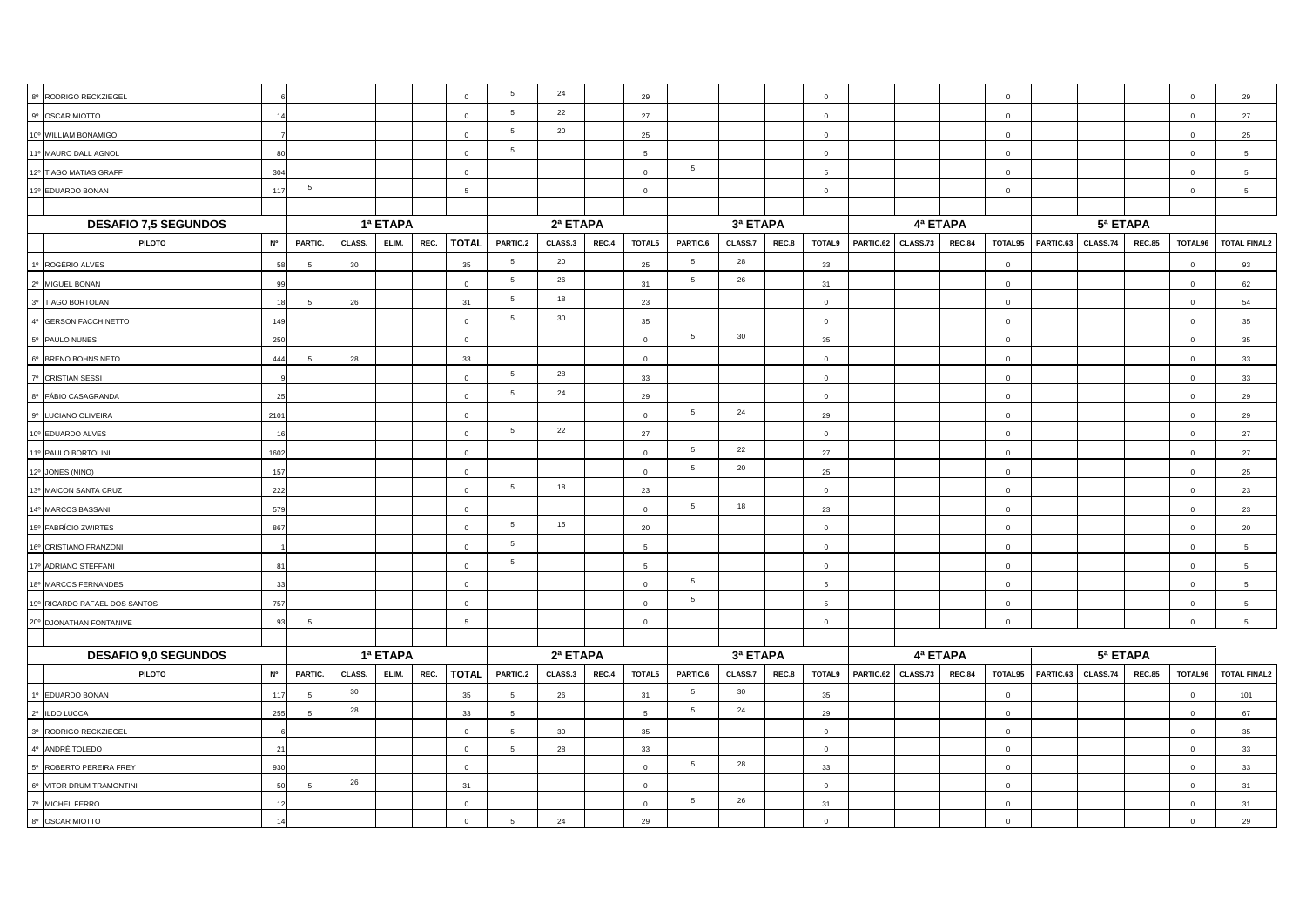| | | | | | | | | | | | | | | | | | | | | | | | | |
|---|---|---|---|---|---|---|---|---|---|---|---|---|---|---|---|---|---|---|---|---|---|---|---|---|
| 8º | RODRIGO RECKZIEGEL | 6 | | | | | 0 | 5 | 24 | | 29 | | | | 0 | | | | 0 | | | | 0 | 29 |
| 9º | OSCAR MIOTTO | 14 | | | | | 0 | 5 | 22 | | 27 | | | | 0 | | | | 0 | | | | 0 | 27 |
| 10º | WILLIAM BONAMIGO | 7 | | | | | 0 | 5 | 20 | | 25 | | | | 0 | | | | 0 | | | | 0 | 25 |
| 11º | MAURO DALL AGNOL | 80 | | | | | 0 | 5 | | | 5 | | | | 0 | | | | 0 | | | | 0 | 5 |
| 12º | TIAGO MATIAS GRAFF | 304 | | | | | 0 | | | | 0 | 5 | | | 5 | | | | 0 | | | | 0 | 5 |
| 13º | EDUARDO BONAN | 117 | 5 | | | | 5 | | | | 0 | | | | 0 | | | | 0 | | | | 0 | 5 |

| DESAFIO 7,5 SEGUNDOS | | | 1ª ETAPA | | | | | 2ª ETAPA | | | | 3ª ETAPA | | | | 4ª ETAPA | | | | 5ª ETAPA | | | | |
|---|---|---|---|---|---|---|---|---|---|---|---|---|---|---|---|---|---|---|---|---|---|---|---|---|
| | PILOTO | Nº | PARTIC. | CLASS. | ELIM. | REC. | TOTAL | PARTIC.2 | CLASS.3 | REC.4 | TOTAL5 | PARTIC.6 | CLASS.7 | REC.8 | TOTAL9 | PARTIC.62 | CLASS.73 | REC.84 | TOTAL95 | PARTIC.63 | CLASS.74 | REC.85 | TOTAL96 | TOTAL FINAL2 |
| 1º | ROGÉRIO ALVES | 58 | 5 | 30 | | | 35 | 5 | 20 | | 25 | 5 | 28 | | 33 | | | | 0 | | | | 0 | 93 |
| 2º | MIGUEL BONAN | 99 | | | | | 0 | 5 | 26 | | 31 | 5 | 26 | | 31 | | | | 0 | | | | 0 | 62 |
| 3º | TIAGO BORTOLAN | 18 | 5 | 26 | | | 31 | 5 | 18 | | 23 | | | | 0 | | | | 0 | | | | 0 | 54 |
| 4º | GERSON FACCHINETTO | 149 | | | | | 0 | 5 | 30 | | 35 | | | | 0 | | | | 0 | | | | 0 | 35 |
| 5º | PAULO NUNES | 250 | | | | | 0 | | | | 0 | 5 | 30 | | 35 | | | | 0 | | | | 0 | 35 |
| 6º | BRENO BOHNS NETO | 444 | 5 | 28 | | | 33 | | | | 0 | | | | 0 | | | | 0 | | | | 0 | 33 |
| 7º | CRISTIAN SESSI | 9 | | | | | 0 | 5 | 28 | | 33 | | | | 0 | | | | 0 | | | | 0 | 33 |
| 8º | FÁBIO CASAGRANDA | 25 | | | | | 0 | 5 | 24 | | 29 | | | | 0 | | | | 0 | | | | 0 | 29 |
| 9º | LUCIANO OLIVEIRA | 2101 | | | | | 0 | | | | 0 | 5 | 24 | | 29 | | | | 0 | | | | 0 | 29 |
| 10º | EDUARDO ALVES | 16 | | | | | 0 | 5 | 22 | | 27 | | | | 0 | | | | 0 | | | | 0 | 27 |
| 11º | PAULO BORTOLINI | 1602 | | | | | 0 | | | | 0 | 5 | 22 | | 27 | | | | 0 | | | | 0 | 27 |
| 12º | JONES (NINO) | 157 | | | | | 0 | | | | 0 | 5 | 20 | | 25 | | | | 0 | | | | 0 | 25 |
| 13º | MAICON SANTA CRUZ | 222 | | | | | 0 | 5 | 18 | | 23 | | | | 0 | | | | 0 | | | | 0 | 23 |
| 14º | MARCOS BASSANI | 579 | | | | | 0 | | | | 0 | 5 | 18 | | 23 | | | | 0 | | | | 0 | 23 |
| 15º | FABRÍCIO ZWIRTES | 867 | | | | | 0 | 5 | 15 | | 20 | | | | 0 | | | | 0 | | | | 0 | 20 |
| 16º | CRISTIANO FRANZONI | 1 | | | | | 0 | 5 | | | 5 | | | | 0 | | | | 0 | | | | 0 | 5 |
| 17º | ADRIANO STEFFANI | 81 | | | | | 0 | 5 | | | 5 | | | | 0 | | | | 0 | | | | 0 | 5 |
| 18º | MARCOS FERNANDES | 33 | | | | | 0 | | | | 0 | 5 | | | 5 | | | | 0 | | | | 0 | 5 |
| 19º | RICARDO RAFAEL DOS SANTOS | 757 | | | | | 0 | | | | 0 | 5 | | | 5 | | | | 0 | | | | 0 | 5 |
| 20º | DJONATHAN FONTANIVE | 93 | 5 | | | | 5 | | | | 0 | | | | 0 | | | | 0 | | | | 0 | 5 |

| DESAFIO 9,0 SEGUNDOS | | | 1ª ETAPA | | | | | 2ª ETAPA | | | | 3ª ETAPA | | | | 4ª ETAPA | | | | 5ª ETAPA | | | | |
|---|---|---|---|---|---|---|---|---|---|---|---|---|---|---|---|---|---|---|---|---|---|---|---|---|
| | PILOTO | Nº | PARTIC. | CLASS. | ELIM. | REC. | TOTAL | PARTIC.2 | CLASS.3 | REC.4 | TOTAL5 | PARTIC.6 | CLASS.7 | REC.8 | TOTAL9 | PARTIC.62 | CLASS.73 | REC.84 | TOTAL95 | PARTIC.63 | CLASS.74 | REC.85 | TOTAL96 | TOTAL FINAL2 |
| 1º | EDUARDO BONAN | 117 | 5 | 30 | | | 35 | 5 | 26 | | 31 | 5 | 30 | | 35 | | | | 0 | | | | 0 | 101 |
| 2º | ILDO LUCCA | 255 | 5 | 28 | | | 33 | 5 | | | 5 | 5 | 24 | | 29 | | | | 0 | | | | 0 | 67 |
| 3º | RODRIGO RECKZIEGEL | 6 | | | | | 0 | 5 | 30 | | 35 | | | | 0 | | | | 0 | | | | 0 | 35 |
| 4º | ANDRÉ TOLEDO | 21 | | | | | 0 | 5 | 28 | | 33 | | | | 0 | | | | 0 | | | | 0 | 33 |
| 5º | ROBERTO PEREIRA FREY | 930 | | | | | 0 | | | | 0 | 5 | 28 | | 33 | | | | 0 | | | | 0 | 33 |
| 6º | VITOR DRUM TRAMONTINI | 50 | 5 | 26 | | | 31 | | | | 0 | | | | 0 | | | | 0 | | | | 0 | 31 |
| 7º | MICHEL FERRO | 12 | | | | | 0 | | | | 0 | 5 | 26 | | 31 | | | | 0 | | | | 0 | 31 |
| 8º | OSCAR MIOTTO | 14 | | | | | 0 | 5 | 24 | | 29 | | | | 0 | | | | 0 | | | | 0 | 29 |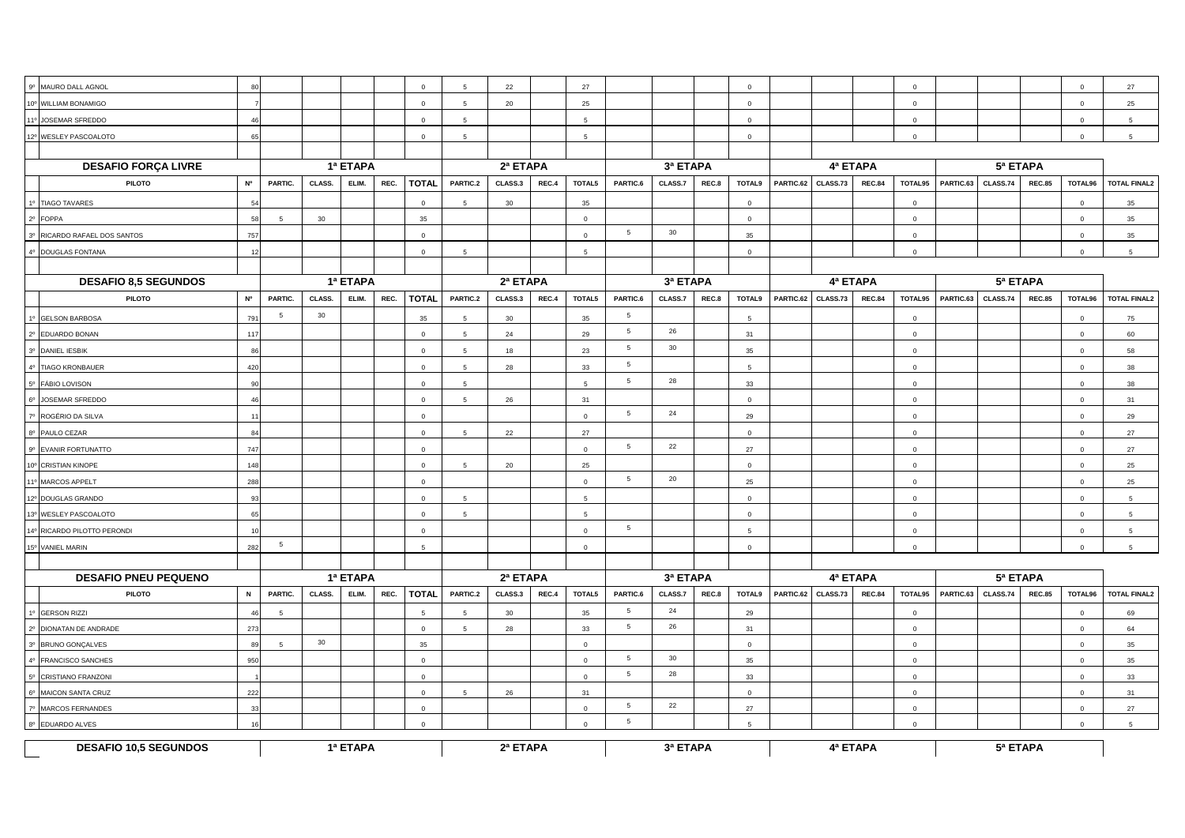| | | | | | | | | | | | | | | | | | | | | | | | | |
|---|---|---|---|---|---|---|---|---|---|---|---|---|---|---|---|---|---|---|---|---|---|---|---|---|
| 9º | MAURO DALL AGNOL | 80 | | | | | 0 | 5 | 22 | | 27 | | | | 0 | | | | 0 | | | | 0 | 27 |
| 10º | WILLIAM BONAMIGO | 7 | | | | | 0 | 5 | 20 | | 25 | | | | 0 | | | | 0 | | | | 0 | 25 |
| 11º | JOSEMAR SFREDDO | 46 | | | | | 0 | 5 | | | 5 | | | | 0 | | | | 0 | | | | 0 | 5 |
| 12º | WESLEY PASCOALOTO | 65 | | | | | 0 | 5 | | | 5 | | | | 0 | | | | 0 | | | | 0 | 5 |

| DESAFIO FORÇA LIVRE | | | 1ª ETAPA | | | | | 2ª ETAPA | | | | 3ª ETAPA | | | | 4ª ETAPA | | | | 5ª ETAPA | | | | |
|---|---|---|---|---|---|---|---|---|---|---|---|---|---|---|---|---|---|---|---|---|---|---|---|---|
| | PILOTO | Nº | PARTIC. | CLASS. | ELIM. | REC. | TOTAL | PARTIC.2 | CLASS.3 | REC.4 | TOTAL5 | PARTIC.6 | CLASS.7 | REC.8 | TOTAL9 | PARTIC.62 | CLASS.73 | REC.84 | TOTAL95 | PARTIC.63 | CLASS.74 | REC.85 | TOTAL96 | TOTAL FINAL2 |
| 1º | TIAGO TAVARES | 54 | | | | | 0 | 5 | 30 | | 35 | | | | 0 | | | | 0 | | | | 0 | 35 |
| 2º | FOPPA | 58 | 5 | 30 | | | 35 | | | | 0 | | | | 0 | | | | 0 | | | | 0 | 35 |
| 3º | RICARDO RAFAEL DOS SANTOS | 757 | | | | | 0 | | | | 0 | 5 | 30 | | 35 | | | | 0 | | | | 0 | 35 |
| 4º | DOUGLAS FONTANA | 12 | | | | | 0 | 5 | | | 5 | | | | 0 | | | | 0 | | | | 0 | 5 |

| DESAFIO 8,5 SEGUNDOS | | | 1ª ETAPA | | | | | 2ª ETAPA | | | | 3ª ETAPA | | | | 4ª ETAPA | | | | 5ª ETAPA | | | | |
|---|---|---|---|---|---|---|---|---|---|---|---|---|---|---|---|---|---|---|---|---|---|---|---|---|
| | PILOTO | Nº | PARTIC. | CLASS. | ELIM. | REC. | TOTAL | PARTIC.2 | CLASS.3 | REC.4 | TOTAL5 | PARTIC.6 | CLASS.7 | REC.8 | TOTAL9 | PARTIC.62 | CLASS.73 | REC.84 | TOTAL95 | PARTIC.63 | CLASS.74 | REC.85 | TOTAL96 | TOTAL FINAL2 |
| 1º | GELSON BARBOSA | 791 | 5 | 30 | | | 35 | 5 | 30 | | 35 | 5 | | | 5 | | | | 0 | | | | 0 | 75 |
| 2º | EDUARDO BONAN | 117 | | | | | 0 | 5 | 24 | | 29 | 5 | 26 | | 31 | | | | 0 | | | | 0 | 60 |
| 3º | DANIEL IESBIK | 86 | | | | | 0 | 5 | 18 | | 23 | 5 | 30 | | 35 | | | | 0 | | | | 0 | 58 |
| 4º | TIAGO KRONBAUER | 420 | | | | | 0 | 5 | 28 | | 33 | 5 | | | 5 | | | | 0 | | | | 0 | 38 |
| 5º | FÁBIO LOVISON | 90 | | | | | 0 | 5 | | | 5 | 5 | 28 | | 33 | | | | 0 | | | | 0 | 38 |
| 6º | JOSEMAR SFREDDO | 46 | | | | | 0 | 5 | 26 | | 31 | | | | 0 | | | | 0 | | | | 0 | 31 |
| 7º | ROGÉRIO DA SILVA | 11 | | | | | 0 | | | | 0 | 5 | 24 | | 29 | | | | 0 | | | | 0 | 29 |
| 8º | PAULO CEZAR | 84 | | | | | 0 | 5 | 22 | | 27 | | | | 0 | | | | 0 | | | | 0 | 27 |
| 9º | EVANIR FORTUNATTO | 747 | | | | | 0 | | | | 0 | 5 | 22 | | 27 | | | | 0 | | | | 0 | 27 |
| 10º | CRISTIAN KINOPE | 148 | | | | | 0 | 5 | 20 | | 25 | | | | 0 | | | | 0 | | | | 0 | 25 |
| 11º | MARCOS APPELT | 288 | | | | | 0 | | | | 0 | 5 | 20 | | 25 | | | | 0 | | | | 0 | 25 |
| 12º | DOUGLAS GRANDO | 93 | | | | | 0 | 5 | | | 5 | | | | 0 | | | | 0 | | | | 0 | 5 |
| 13º | WESLEY PASCOALOTO | 65 | | | | | 0 | 5 | | | 5 | | | | 0 | | | | 0 | | | | 0 | 5 |
| 14º | RICARDO PILOTTO PERONDI | 10 | | | | | 0 | | | | 0 | 5 | | | 5 | | | | 0 | | | | 0 | 5 |
| 15º | VANIEL MARIN | 282 | 5 | | | | 5 | | | | 0 | | | | 0 | | | | 0 | | | | 0 | 5 |

| DESAFIO PNEU PEQUENO | | | 1ª ETAPA | | | | | 2ª ETAPA | | | | 3ª ETAPA | | | | 4ª ETAPA | | | | 5ª ETAPA | | | | |
|---|---|---|---|---|---|---|---|---|---|---|---|---|---|---|---|---|---|---|---|---|---|---|---|---|
| | PILOTO | N | PARTIC. | CLASS. | ELIM. | REC. | TOTAL | PARTIC.2 | CLASS.3 | REC.4 | TOTAL5 | PARTIC.6 | CLASS.7 | REC.8 | TOTAL9 | PARTIC.62 | CLASS.73 | REC.84 | TOTAL95 | PARTIC.63 | CLASS.74 | REC.85 | TOTAL96 | TOTAL FINAL2 |
| 1º | GERSON RIZZI | 46 | 5 | | | | 5 | 5 | 30 | | 35 | 5 | 24 | | 29 | | | | 0 | | | | 0 | 69 |
| 2º | DIONATAN DE ANDRADE | 273 | | | | | 0 | 5 | 28 | | 33 | 5 | 26 | | 31 | | | | 0 | | | | 0 | 64 |
| 3º | BRUNO GONÇALVES | 89 | 5 | 30 | | | 35 | | | | 0 | | | | 0 | | | | 0 | | | | 0 | 35 |
| 4º | FRANCISCO SANCHES | 950 | | | | | 0 | | | | 0 | 5 | 30 | | 35 | | | | 0 | | | | 0 | 35 |
| 5º | CRISTIANO FRANZONI | 1 | | | | | 0 | | | | 0 | 5 | 28 | | 33 | | | | 0 | | | | 0 | 33 |
| 6º | MAICON SANTA CRUZ | 222 | | | | | 0 | 5 | 26 | | 31 | | | | 0 | | | | 0 | | | | 0 | 31 |
| 7º | MARCOS FERNANDES | 33 | | | | | 0 | | | | 0 | 5 | 22 | | 27 | | | | 0 | | | | 0 | 27 |
| 8º | EDUARDO ALVES | 16 | | | | | 0 | | | | 0 | 5 | | | 5 | | | | 0 | | | | 0 | 5 |

| DESAFIO 10,5 SEGUNDOS | | | 1ª ETAPA | | | | | 2ª ETAPA | | | | 3ª ETAPA | | | | 4ª ETAPA | | | | 5ª ETAPA | | | | |
|---|---|---|---|---|---|---|---|---|---|---|---|---|---|---|---|---|---|---|---|---|---|---|---|---|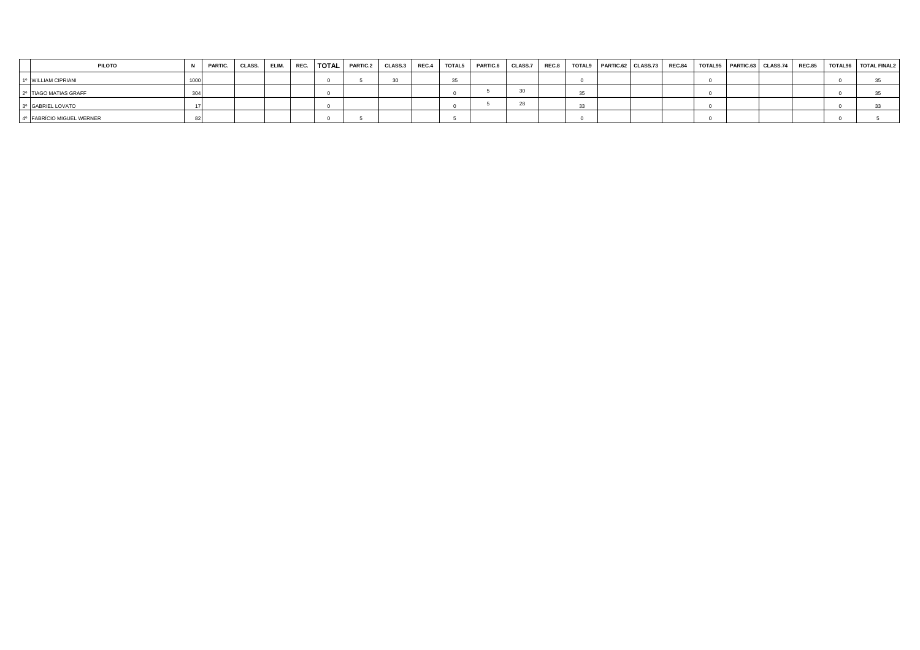| | PILOTO | N | PARTIC. | CLASS. | ELIM. | REC. | TOTAL | PARTIC.2 | CLASS.3 | REC.4 | TOTAL5 | PARTIC.6 | CLASS.7 | REC.8 | TOTAL9 | PARTIC.62 | CLASS.73 | REC.84 | TOTAL95 | PARTIC.63 | CLASS.74 | REC.85 | TOTAL96 | TOTAL FINAL2 |
|---|---|---|---|---|---|---|---|---|---|---|---|---|---|---|---|---|---|---|---|---|---|---|---|---|
| 1º | WILLIAM CIPRIANI | 1000 | | | | | 0 | 5 | 30 | | 35 | | | | 0 | | | | 0 | | | | 0 | 35 |
| 2º | TIAGO MATIAS GRAFF | 304 | | | | | 0 | | | | 0 | 5 | 30 | | 35 | | | | 0 | | | | 0 | 35 |
| 3º | GABRIEL LOVATO | 17 | | | | | 0 | | | | 0 | 5 | 28 | | 33 | | | | 0 | | | | 0 | 33 |
| 4º | FABRÍCIO MIGUEL WERNER | 82 | | | | | 0 | 5 | | | 5 | | | | 0 | | | | 0 | | | | 0 | 5 |